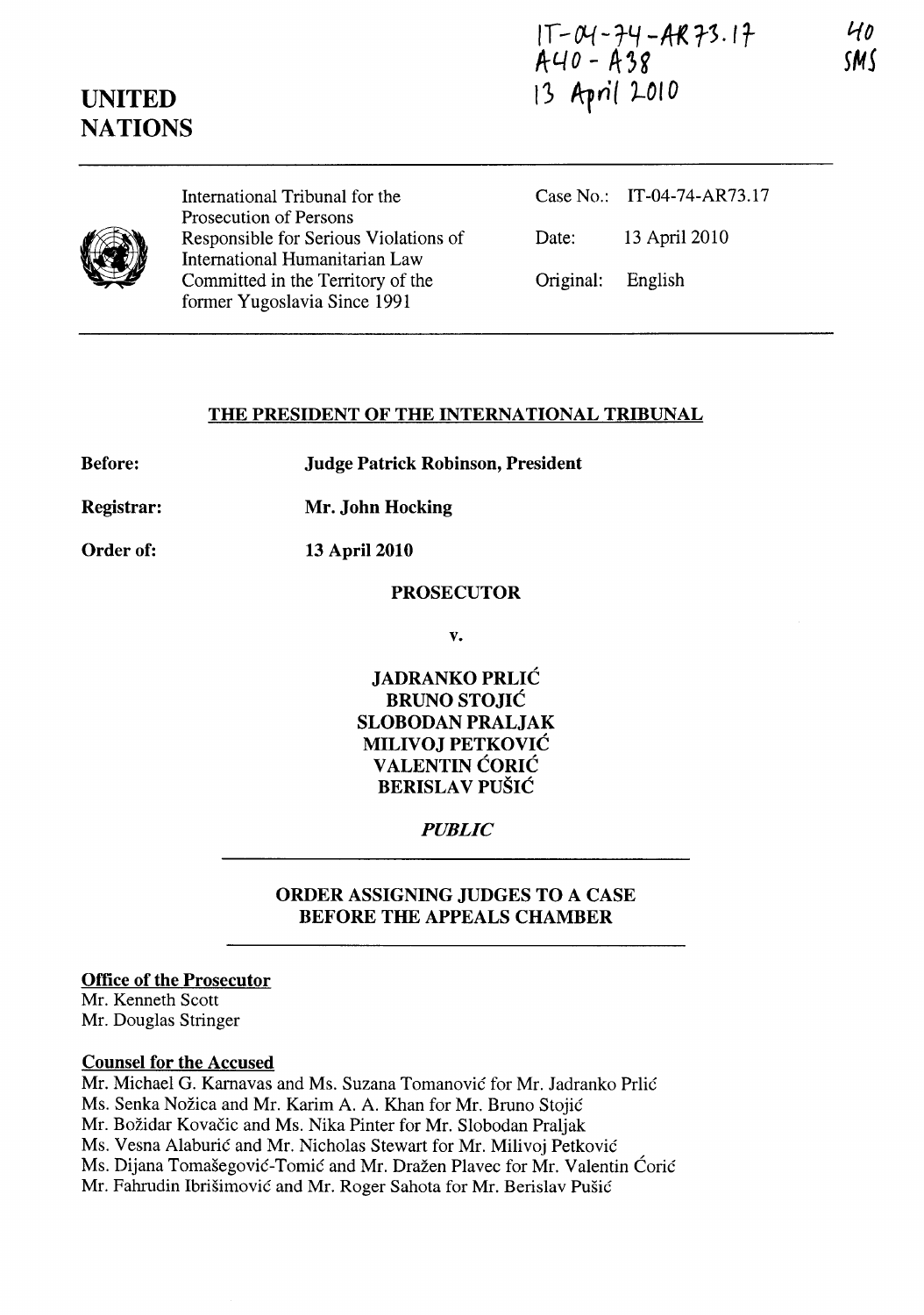IT-04-74-AR73.17
A40 - A38
13 April 2010

40
SMS

**UNITED NATIONS**

International Tribunal for the Prosecution of Persons Responsible for Serious Violations of International Humanitarian Law Committed in the Territory of the former Yugoslavia Since 1991

Case No.: IT-04-74-AR73.17

Date: 13 April 2010

Original: English

**THE PRESIDENT OF THE INTERNATIONAL TRIBUNAL**

**Before:** **Judge Patrick Robinson, President**

**Registrar:** **Mr. John Hocking**

**Order of:** **13 April 2010**

**PROSECUTOR**

**v.**

**JADRANKO PRLIĆ**
**BRUNO STOJIĆ**
**SLOBODAN PRALJAK**
**MILIVOJ PETKOVIĆ**
**VALENTIN ĆORIĆ**
**BERISLAV PUŠIĆ**

***PUBLIC***

**ORDER ASSIGNING JUDGES TO A CASE BEFORE THE APPEALS CHAMBER**

**Office of the Prosecutor**

Mr. Kenneth Scott
Mr. Douglas Stringer

**Counsel for the Accused**

Mr. Michael G. Karnavas and Ms. Suzana Tomanović for Mr. Jadranko Prlić
Ms. Senka Nožica and Mr. Karim A. A. Khan for Mr. Bruno Stojić
Mr. Božidar Kovačic and Ms. Nika Pinter for Mr. Slobodan Praljak
Ms. Vesna Alaburić and Mr. Nicholas Stewart for Mr. Milivoj Petković
Ms. Dijana Tomašegović-Tomić and Mr. Dražen Plavec for Mr. Valentin Ćorić
Mr. Fahrudin Ibrišimović and Mr. Roger Sahota for Mr. Berislav Pušić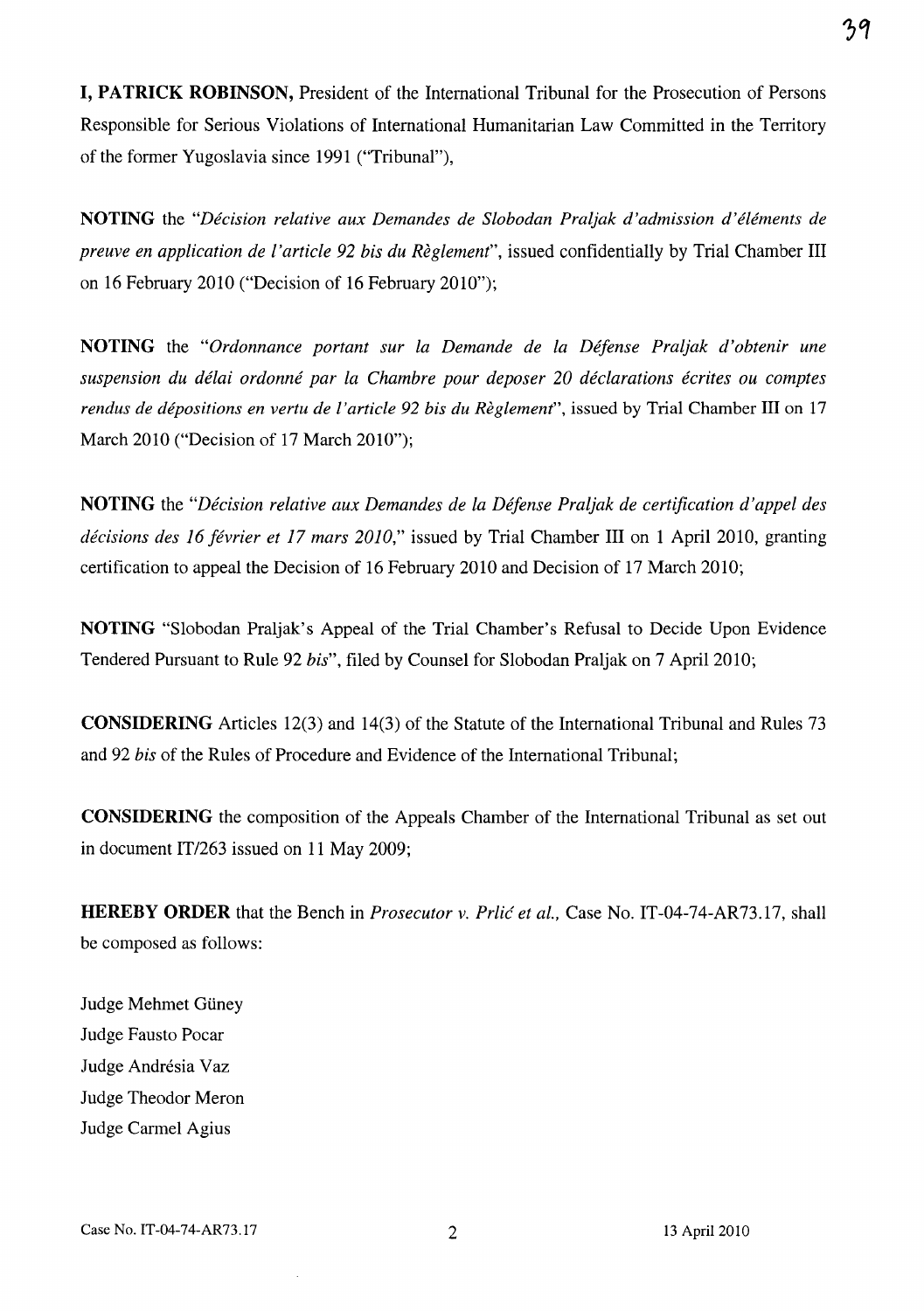**I, PATRICK ROBINSON,** President of the International Tribunal for the Prosecution of Persons Responsible for Serious Violations of International Humanitarian Law Committed in the Territory of the former Yugoslavia since 1991 ("Tribunal"),

**NOTING** the *"Décision relative aux Demandes de Slobodan Praljak d'admission d'éléments de preuve en application de l'article 92 bis du Règlement"*, issued confidentially by Trial Chamber III on 16 February 2010 ("Decision of 16 February 2010");

**NOTING** the *"Ordonnance portant sur la Demande de la Défense Praljak d'obtenir une suspension du délai ordonné par la Chambre pour deposer 20 déclarations écrites ou comptes rendus de dépositions en vertu de l'article 92 bis du Règlement"*, issued by Trial Chamber III on 17 March 2010 ("Decision of 17 March 2010");

**NOTING** the *"Décision relative aux Demandes de la Défense Praljak de certification d'appel des décisions des 16 février et 17 mars 2010,"* issued by Trial Chamber III on 1 April 2010, granting certification to appeal the Decision of 16 February 2010 and Decision of 17 March 2010;

**NOTING** "Slobodan Praljak's Appeal of the Trial Chamber's Refusal to Decide Upon Evidence Tendered Pursuant to Rule 92 *bis*", filed by Counsel for Slobodan Praljak on 7 April 2010;

**CONSIDERING** Articles 12(3) and 14(3) of the Statute of the International Tribunal and Rules 73 and 92 *bis* of the Rules of Procedure and Evidence of the International Tribunal;

**CONSIDERING** the composition of the Appeals Chamber of the International Tribunal as set out in document IT/263 issued on 11 May 2009;

**HEREBY ORDER** that the Bench in *Prosecutor v. Prlić et al.,* Case No. IT-04-74-AR73.17, shall be composed as follows:

Judge Mehmet Güney
Judge Fausto Pocar
Judge Andrésia Vaz
Judge Theodor Meron
Judge Carmel Agius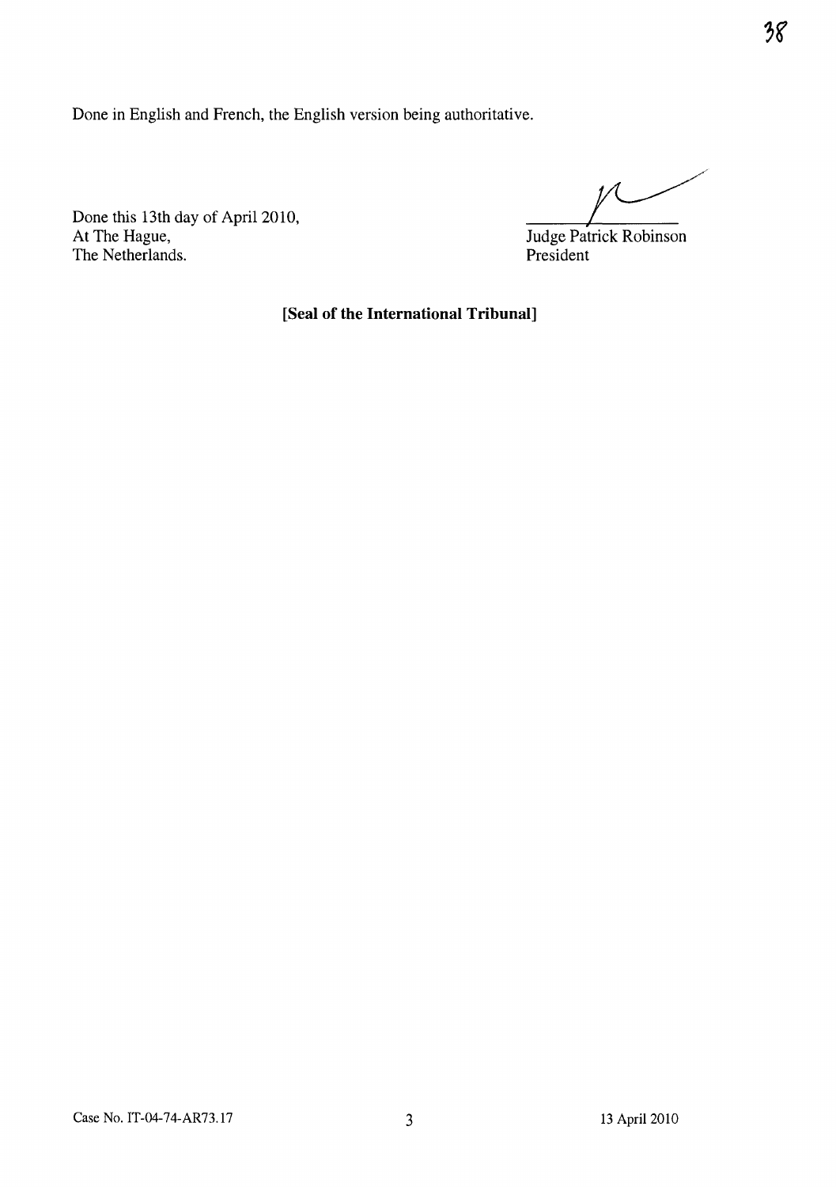Done in English and French, the English version being authoritative.

Done this 13th day of April 2010,
At The Hague,
The Netherlands.

Judge Patrick Robinson
President

**[Seal of the International Tribunal]**